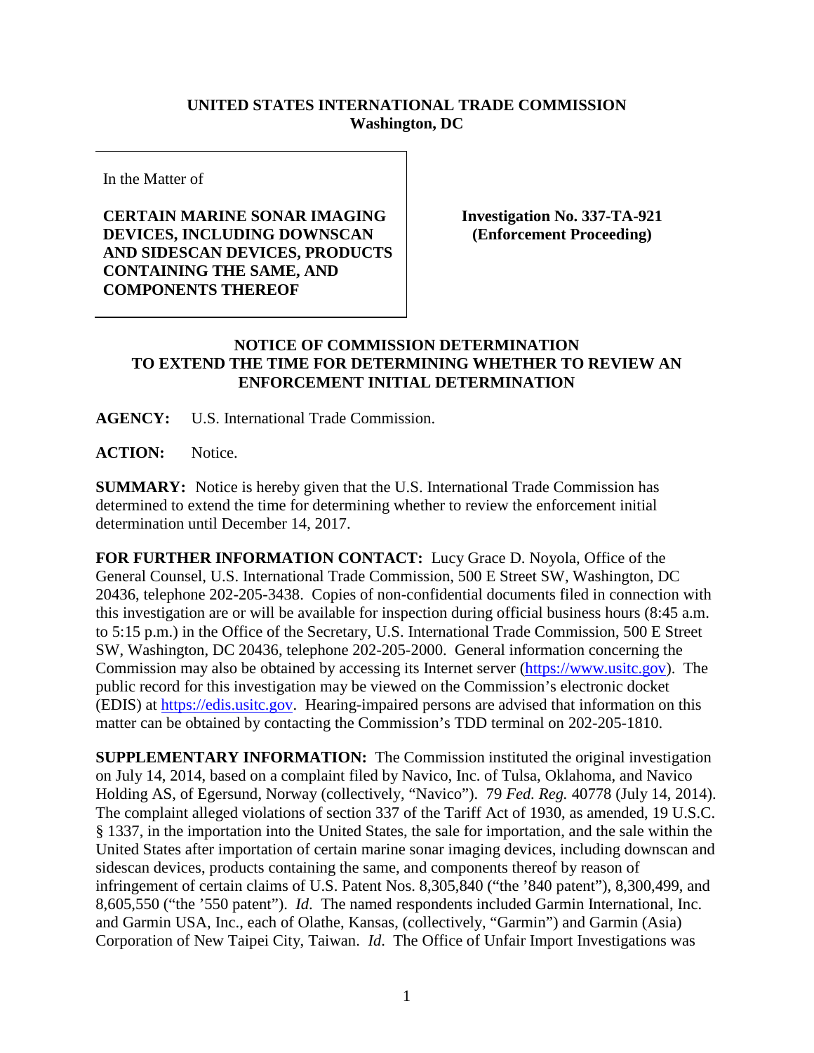**UNITED STATES INTERNATIONAL TRADE COMMISSION**
**Washington, DC**

| In the Matter of<br><br>**CERTAIN MARINE SONAR IMAGING DEVICES, INCLUDING DOWNSCAN AND SIDESCAN DEVICES, PRODUCTS CONTAINING THE SAME, AND COMPONENTS THEREOF** | **Investigation No. 337-TA-921 (Enforcement Proceeding)** |
|---|---|

## NOTICE OF COMMISSION DETERMINATION TO EXTEND THE TIME FOR DETERMINING WHETHER TO REVIEW AN ENFORCEMENT INITIAL DETERMINATION

**AGENCY:** U.S. International Trade Commission.

**ACTION:** Notice.

**SUMMARY:** Notice is hereby given that the U.S. International Trade Commission has determined to extend the time for determining whether to review the enforcement initial determination until December 14, 2017.

**FOR FURTHER INFORMATION CONTACT:** Lucy Grace D. Noyola, Office of the General Counsel, U.S. International Trade Commission, 500 E Street SW, Washington, DC 20436, telephone 202-205-3438. Copies of non-confidential documents filed in connection with this investigation are or will be available for inspection during official business hours (8:45 a.m. to 5:15 p.m.) in the Office of the Secretary, U.S. International Trade Commission, 500 E Street SW, Washington, DC 20436, telephone 202-205-2000. General information concerning the Commission may also be obtained by accessing its Internet server (https://www.usitc.gov). The public record for this investigation may be viewed on the Commission's electronic docket (EDIS) at https://edis.usitc.gov. Hearing-impaired persons are advised that information on this matter can be obtained by contacting the Commission's TDD terminal on 202-205-1810.

**SUPPLEMENTARY INFORMATION:** The Commission instituted the original investigation on July 14, 2014, based on a complaint filed by Navico, Inc. of Tulsa, Oklahoma, and Navico Holding AS, of Egersund, Norway (collectively, "Navico"). 79 *Fed. Reg.* 40778 (July 14, 2014). The complaint alleged violations of section 337 of the Tariff Act of 1930, as amended, 19 U.S.C. § 1337, in the importation into the United States, the sale for importation, and the sale within the United States after importation of certain marine sonar imaging devices, including downscan and sidescan devices, products containing the same, and components thereof by reason of infringement of certain claims of U.S. Patent Nos. 8,305,840 ("the '840 patent"), 8,300,499, and 8,605,550 ("the '550 patent"). *Id*. The named respondents included Garmin International, Inc. and Garmin USA, Inc., each of Olathe, Kansas, (collectively, "Garmin") and Garmin (Asia) Corporation of New Taipei City, Taiwan. *Id*. The Office of Unfair Import Investigations was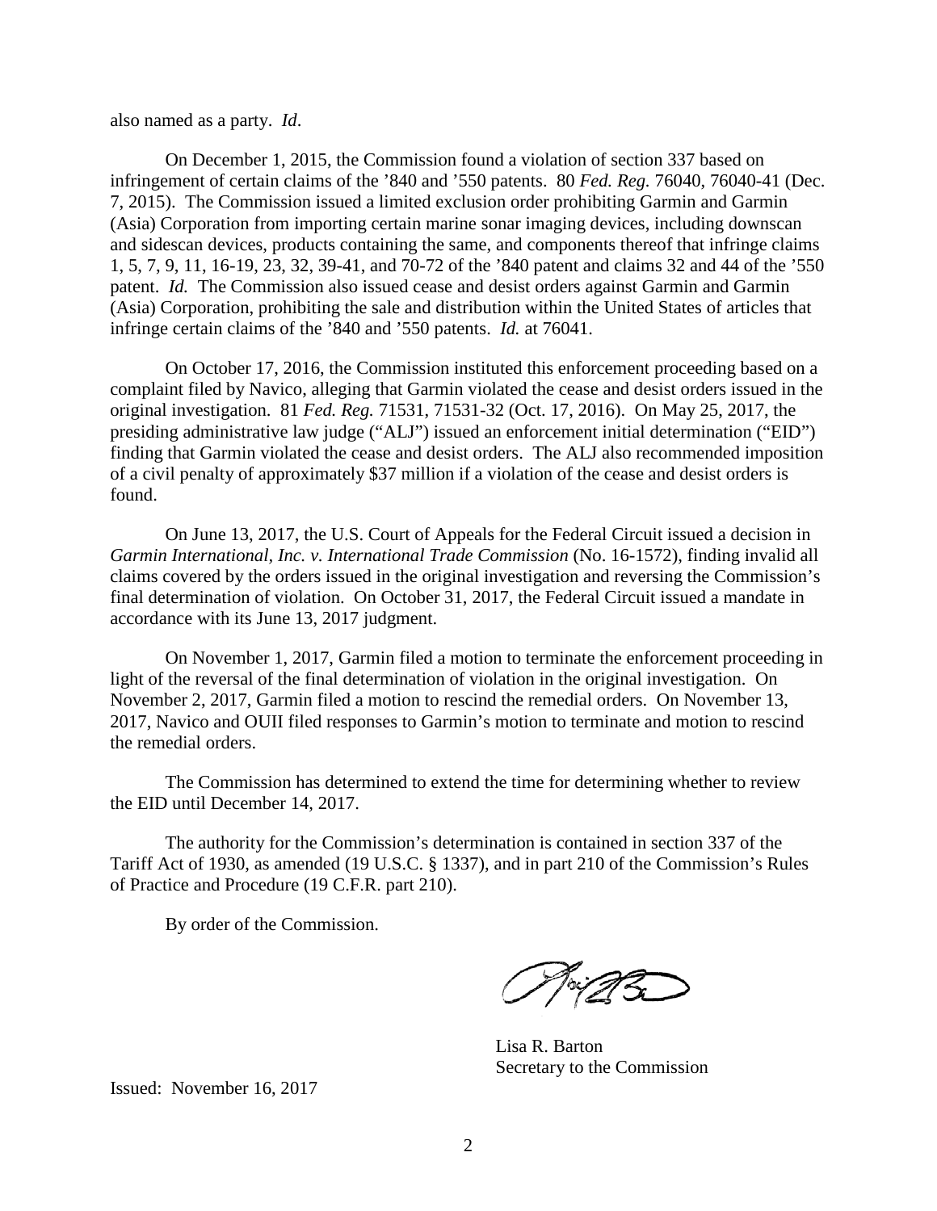also named as a party. *Id*.

On December 1, 2015, the Commission found a violation of section 337 based on infringement of certain claims of the ’840 and ’550 patents. 80 *Fed. Reg.* 76040, 76040-41 (Dec. 7, 2015). The Commission issued a limited exclusion order prohibiting Garmin and Garmin (Asia) Corporation from importing certain marine sonar imaging devices, including downscan and sidescan devices, products containing the same, and components thereof that infringe claims 1, 5, 7, 9, 11, 16-19, 23, 32, 39-41, and 70-72 of the ’840 patent and claims 32 and 44 of the ’550 patent. *Id.* The Commission also issued cease and desist orders against Garmin and Garmin (Asia) Corporation, prohibiting the sale and distribution within the United States of articles that infringe certain claims of the ’840 and ’550 patents. *Id.* at 76041.

On October 17, 2016, the Commission instituted this enforcement proceeding based on a complaint filed by Navico, alleging that Garmin violated the cease and desist orders issued in the original investigation. 81 *Fed. Reg.* 71531, 71531-32 (Oct. 17, 2016). On May 25, 2017, the presiding administrative law judge (“ALJ”) issued an enforcement initial determination (“EID”) finding that Garmin violated the cease and desist orders. The ALJ also recommended imposition of a civil penalty of approximately $37 million if a violation of the cease and desist orders is found.

On June 13, 2017, the U.S. Court of Appeals for the Federal Circuit issued a decision in *Garmin International, Inc. v. International Trade Commission* (No. 16-1572), finding invalid all claims covered by the orders issued in the original investigation and reversing the Commission’s final determination of violation. On October 31, 2017, the Federal Circuit issued a mandate in accordance with its June 13, 2017 judgment.

On November 1, 2017, Garmin filed a motion to terminate the enforcement proceeding in light of the reversal of the final determination of violation in the original investigation. On November 2, 2017, Garmin filed a motion to rescind the remedial orders. On November 13, 2017, Navico and OUII filed responses to Garmin’s motion to terminate and motion to rescind the remedial orders.

The Commission has determined to extend the time for determining whether to review the EID until December 14, 2017.

The authority for the Commission’s determination is contained in section 337 of the Tariff Act of 1930, as amended (19 U.S.C. § 1337), and in part 210 of the Commission’s Rules of Practice and Procedure (19 C.F.R. part 210).

By order of the Commission.

Lisa R. Barton
Secretary to the Commission

Issued: November 16, 2017